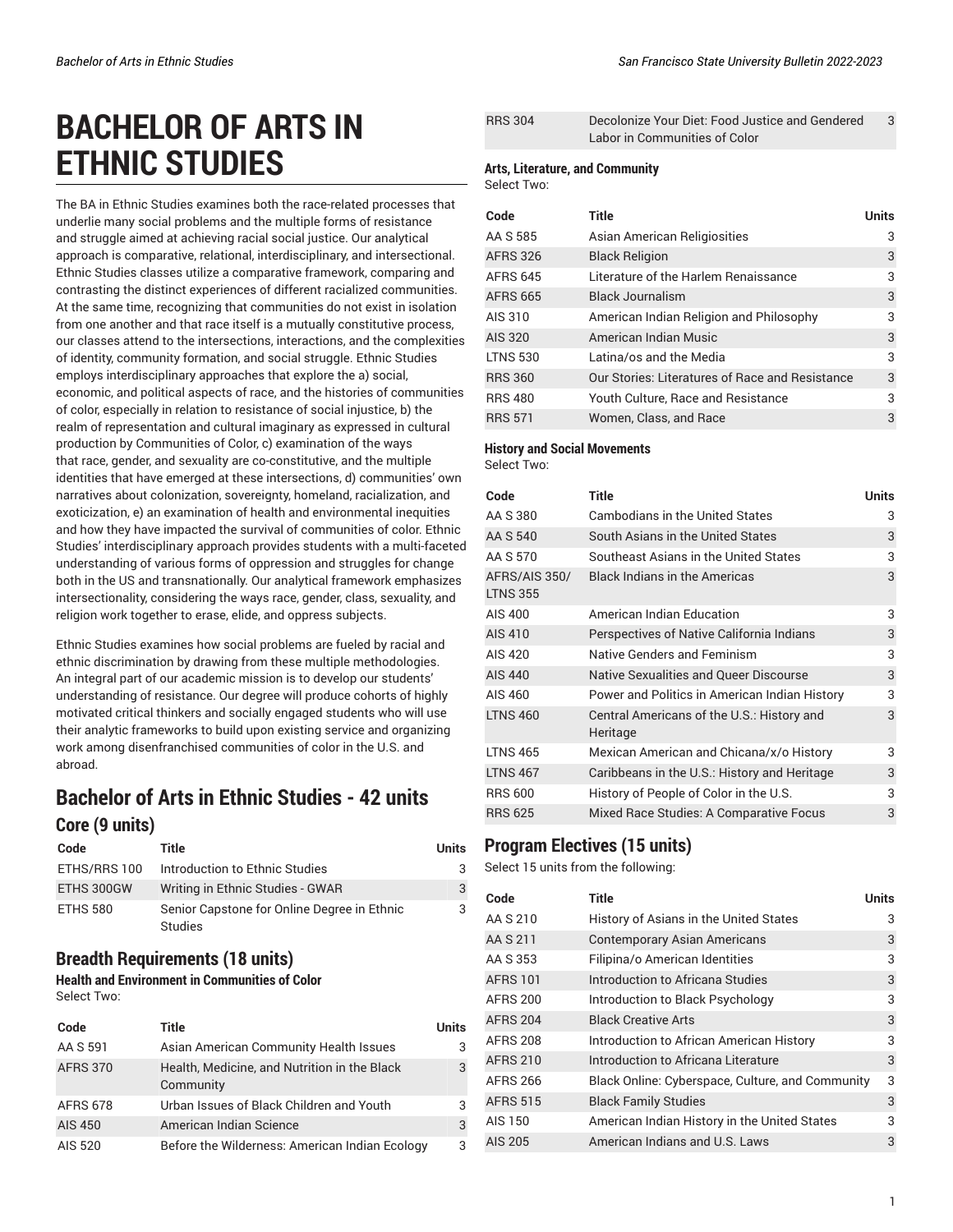# BACHELOR OF ARTS IN ETHNIC STUDIES

The BA in Ethnic Studies examines both the race-related processes that underlie many social problems and the multiple forms of resistance and struggle aimed at achieving racial social justice. Our analytical approach is comparative, relational, interdisciplinary, and intersectional. Ethnic Studies classes utilize a comparative framework, comparing and contrasting the distinct experiences of different racialized communities. At the same time, recognizing that communities do not exist in isolation from one another and that race itself is a mutually constitutive process, our classes attend to the intersections, interactions, and the complexities of identity, community formation, and social struggle. Ethnic Studies employs interdisciplinary approaches that explore the a) social, economic, and political aspects of race, and the histories of communities of color, especially in relation to resistance of social injustice, b) the realm of representation and cultural imaginary as expressed in cultural production by Communities of Color, c) examination of the ways that race, gender, and sexuality are co-constitutive, and the multiple identities that have emerged at these intersections, d) communities' own narratives about colonization, sovereignty, homeland, racialization, and exoticization, e) an examination of health and environmental inequities and how they have impacted the survival of communities of color. Ethnic Studies' interdisciplinary approach provides students with a multi-faceted understanding of various forms of oppression and struggles for change both in the US and transnationally. Our analytical framework emphasizes intersectionality, considering the ways race, gender, class, sexuality, and religion work together to erase, elide, and oppress subjects.

Ethnic Studies examines how social problems are fueled by racial and ethnic discrimination by drawing from these multiple methodologies. An integral part of our academic mission is to develop our students' understanding of resistance. Our degree will produce cohorts of highly motivated critical thinkers and socially engaged students who will use their analytic frameworks to build upon existing service and organizing work among disenfranchised communities of color in the U.S. and abroad.

## Bachelor of Arts in Ethnic Studies - 42 units

### Core (9 units)

| Code | Title | Units |
|---|---|---|
| ETHS/RRS 100 | Introduction to Ethnic Studies | 3 |
| ETHS 300GW | Writing in Ethnic Studies - GWAR | 3 |
| ETHS 580 | Senior Capstone for Online Degree in Ethnic Studies | 3 |

### Breadth Requirements (18 units)

**Health and Environment in Communities of Color**
Select Two:

| Code | Title | Units |
|---|---|---|
| AA S 591 | Asian American Community Health Issues | 3 |
| AFRS 370 | Health, Medicine, and Nutrition in the Black Community | 3 |
| AFRS 678 | Urban Issues of Black Children and Youth | 3 |
| AIS 450 | American Indian Science | 3 |
| AIS 520 | Before the Wilderness: American Indian Ecology | 3 |
| RRS 304 | Decolonize Your Diet: Food Justice and Gendered Labor in Communities of Color | 3 |

**Arts, Literature, and Community**
Select Two:

| Code | Title | Units |
|---|---|---|
| AA S 585 | Asian American Religiosities | 3 |
| AFRS 326 | Black Religion | 3 |
| AFRS 645 | Literature of the Harlem Renaissance | 3 |
| AFRS 665 | Black Journalism | 3 |
| AIS 310 | American Indian Religion and Philosophy | 3 |
| AIS 320 | American Indian Music | 3 |
| LTNS 530 | Latina/os and the Media | 3 |
| RRS 360 | Our Stories: Literatures of Race and Resistance | 3 |
| RRS 480 | Youth Culture, Race and Resistance | 3 |
| RRS 571 | Women, Class, and Race | 3 |

**History and Social Movements**
Select Two:

| Code | Title | Units |
|---|---|---|
| AA S 380 | Cambodians in the United States | 3 |
| AA S 540 | South Asians in the United States | 3 |
| AA S 570 | Southeast Asians in the United States | 3 |
| AFRS/AIS 350/ LTNS 355 | Black Indians in the Americas | 3 |
| AIS 400 | American Indian Education | 3 |
| AIS 410 | Perspectives of Native California Indians | 3 |
| AIS 420 | Native Genders and Feminism | 3 |
| AIS 440 | Native Sexualities and Queer Discourse | 3 |
| AIS 460 | Power and Politics in American Indian History | 3 |
| LTNS 460 | Central Americans of the U.S.: History and Heritage | 3 |
| LTNS 465 | Mexican American and Chicana/x/o History | 3 |
| LTNS 467 | Caribbeans in the U.S.: History and Heritage | 3 |
| RRS 600 | History of People of Color in the U.S. | 3 |
| RRS 625 | Mixed Race Studies: A Comparative Focus | 3 |

### Program Electives (15 units)

Select 15 units from the following:

| Code | Title | Units |
|---|---|---|
| AA S 210 | History of Asians in the United States | 3 |
| AA S 211 | Contemporary Asian Americans | 3 |
| AA S 353 | Filipina/o American Identities | 3 |
| AFRS 101 | Introduction to Africana Studies | 3 |
| AFRS 200 | Introduction to Black Psychology | 3 |
| AFRS 204 | Black Creative Arts | 3 |
| AFRS 208 | Introduction to African American History | 3 |
| AFRS 210 | Introduction to Africana Literature | 3 |
| AFRS 266 | Black Online: Cyberspace, Culture, and Community | 3 |
| AFRS 515 | Black Family Studies | 3 |
| AIS 150 | American Indian History in the United States | 3 |
| AIS 205 | American Indians and U.S. Laws | 3 |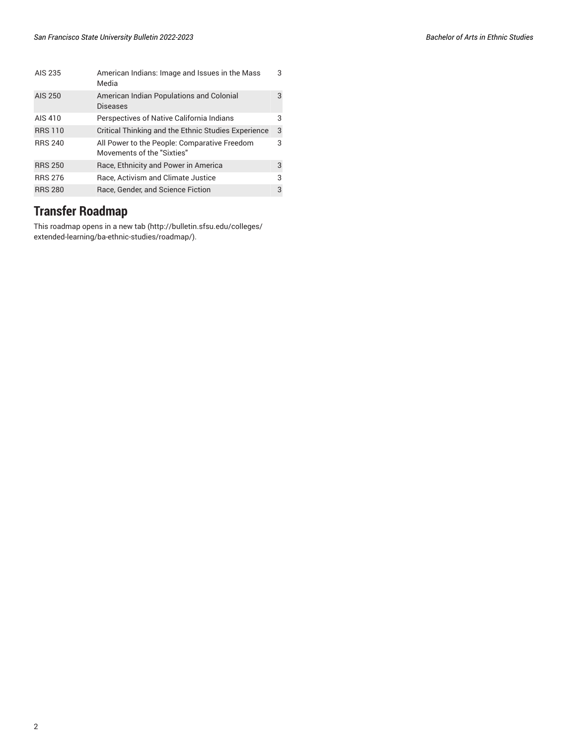| | | |
|---|---|---|
| AIS 235 | American Indians: Image and Issues in the Mass Media | 3 |
| AIS 250 | American Indian Populations and Colonial Diseases | 3 |
| AIS 410 | Perspectives of Native California Indians | 3 |
| RRS 110 | Critical Thinking and the Ethnic Studies Experience | 3 |
| RRS 240 | All Power to the People: Comparative Freedom Movements of the "Sixties" | 3 |
| RRS 250 | Race, Ethnicity and Power in America | 3 |
| RRS 276 | Race, Activism and Climate Justice | 3 |
| RRS 280 | Race, Gender, and Science Fiction | 3 |

## Transfer Roadmap

This roadmap opens in a new tab (http://bulletin.sfsu.edu/colleges/extended-learning/ba-ethnic-studies/roadmap/).